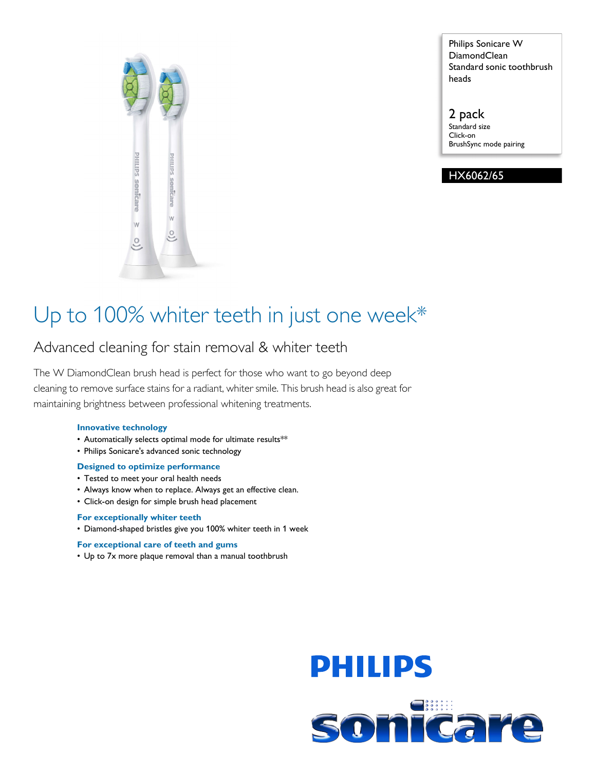Philips Sonicare W DiamondClean Standard sonic toothbrush heads

2 pack
Standard size
Click-on
BrushSync mode pairing

HX6062/65

# Up to 100% whiter teeth in just one week*

## Advanced cleaning for stain removal & whiter teeth

The W DiamondClean brush head is perfect for those who want to go beyond deep cleaning to remove surface stains for a radiant, whiter smile. This brush head is also great for maintaining brightness between professional whitening treatments.

### Innovative technology

- Automatically selects optimal mode for ultimate results**
- Philips Sonicare's advanced sonic technology

### Designed to optimize performance

- Tested to meet your oral health needs
- Always know when to replace. Always get an effective clean.
- Click-on design for simple brush head placement

### For exceptionally whiter teeth

- Diamond-shaped bristles give you 100% whiter teeth in 1 week

### For exceptional care of teeth and gums

- Up to 7x more plaque removal than a manual toothbrush

PHILIPS

sonicare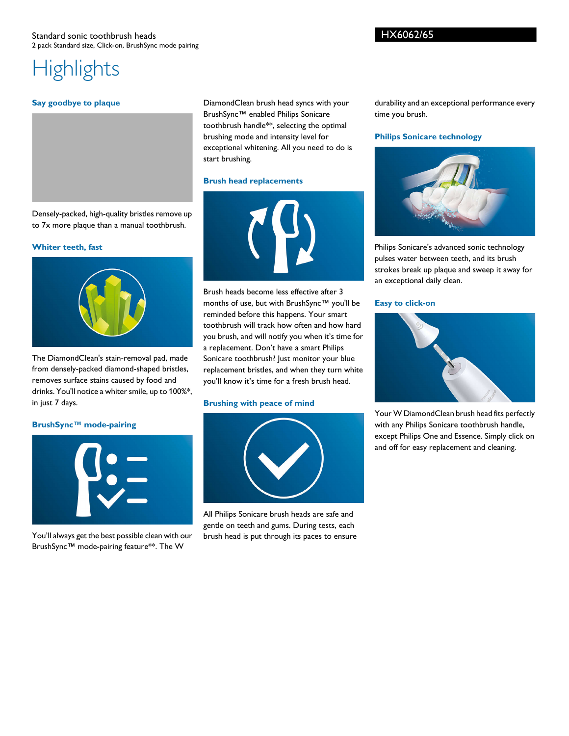Standard sonic toothbrush heads
2 pack Standard size, Click-on, BrushSync mode pairing

HX6062/65

# Highlights

### Say goodbye to plaque

Densely-packed, high-quality bristles remove up to 7x more plaque than a manual toothbrush.

### Whiter teeth, fast

The DiamondClean's stain-removal pad, made from densely-packed diamond-shaped bristles, removes surface stains caused by food and drinks. You'll notice a whiter smile, up to 100%*, in just 7 days.

### BrushSync™ mode-pairing

You'll always get the best possible clean with our BrushSync™ mode-pairing feature**. The W DiamondClean brush head syncs with your BrushSync™ enabled Philips Sonicare toothbrush handle**, selecting the optimal brushing mode and intensity level for exceptional whitening. All you need to do is start brushing.

### Brush head replacements

Brush heads become less effective after 3 months of use, but with BrushSync™ you'll be reminded before this happens. Your smart toothbrush will track how often and how hard you brush, and will notify you when it's time for a replacement. Don't have a smart Philips Sonicare toothbrush? Just monitor your blue replacement bristles, and when they turn white you'll know it's time for a fresh brush head.

### Brushing with peace of mind

All Philips Sonicare brush heads are safe and gentle on teeth and gums. During tests, each brush head is put through its paces to ensure durability and an exceptional performance every time you brush.

### Philips Sonicare technology

Philips Sonicare's advanced sonic technology pulses water between teeth, and its brush strokes break up plaque and sweep it away for an exceptional daily clean.

### Easy to click-on

Your W DiamondClean brush head fits perfectly with any Philips Sonicare toothbrush handle, except Philips One and Essence. Simply click on and off for easy replacement and cleaning.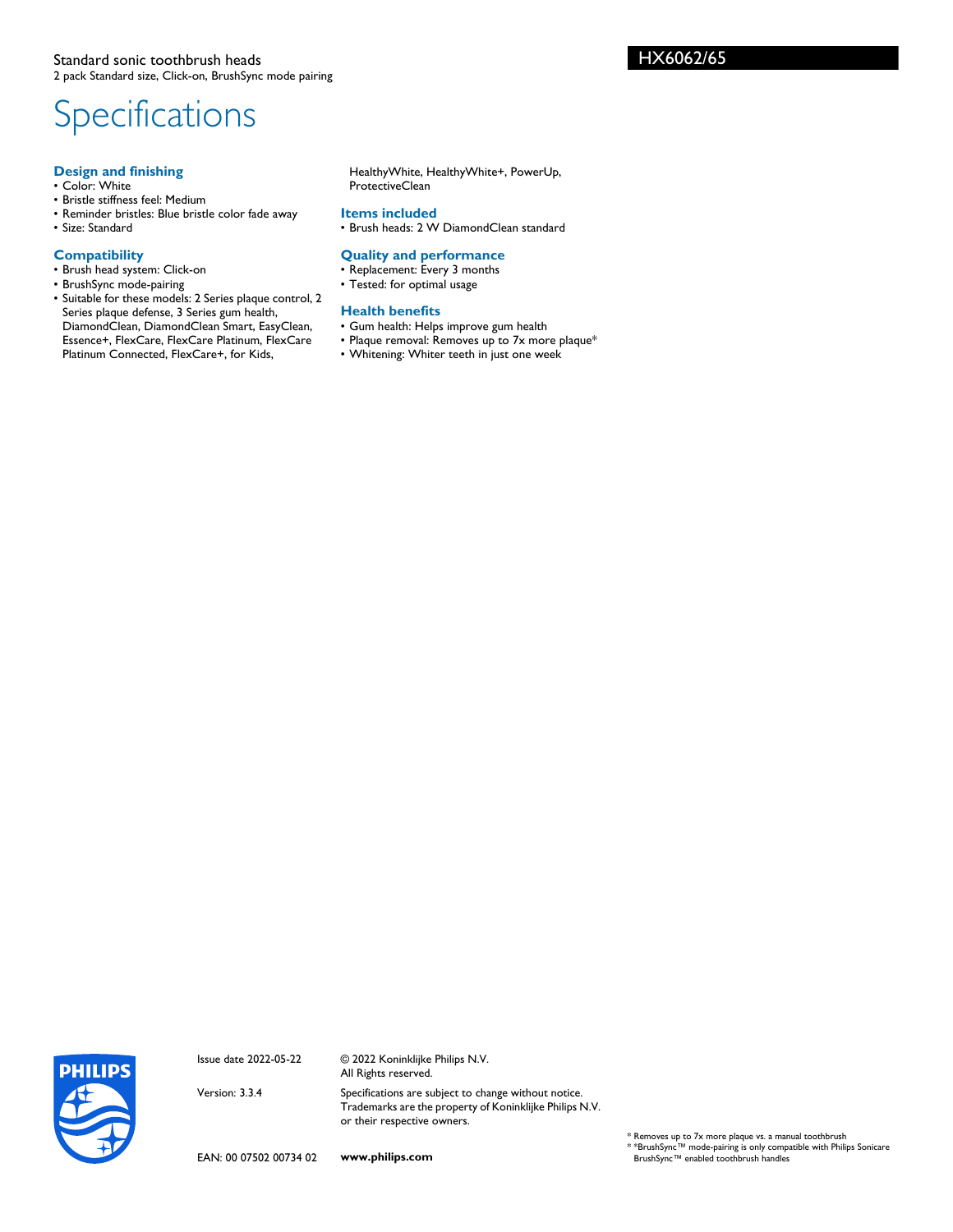Standard sonic toothbrush heads
2 pack Standard size, Click-on, BrushSync mode pairing

HX6062/65

# Specifications

### Design and finishing
- Color: White
- Bristle stiffness feel: Medium
- Reminder bristles: Blue bristle color fade away
- Size: Standard

### Compatibility
- Brush head system: Click-on
- BrushSync mode-pairing
- Suitable for these models: 2 Series plaque control, 2 Series plaque defense, 3 Series gum health, DiamondClean, DiamondClean Smart, EasyClean, Essence+, FlexCare, FlexCare Platinum, FlexCare Platinum Connected, FlexCare+, for Kids, HealthyWhite, HealthyWhite+, PowerUp, ProtectiveClean

### Items included
- Brush heads: 2 W DiamondClean standard

### Quality and performance
- Replacement: Every 3 months
- Tested: for optimal usage

### Health benefits
- Gum health: Helps improve gum health
- Plaque removal: Removes up to 7x more plaque*
- Whitening: Whiter teeth in just one week

Issue date 2022-05-22

Version: 3.3.4

EAN: 00 07502 00734 02

© 2022 Koninklijke Philips N.V.
All Rights reserved.

Specifications are subject to change without notice. Trademarks are the property of Koninklijke Philips N.V. or their respective owners.

**www.philips.com**

* Removes up to 7x more plaque vs. a manual toothbrush
* *BrushSync™ mode-pairing is only compatible with Philips Sonicare BrushSync™ enabled toothbrush handles